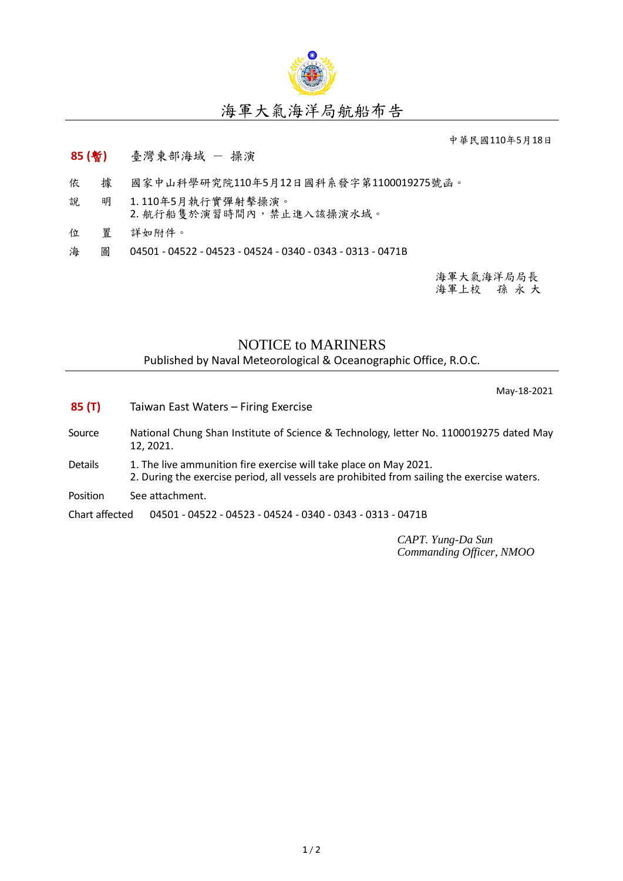# 海軍大氣海洋局航船布告

中華民國110年5月18日

**85 (暫)** 臺灣東部海域 － 操演

依　據　國家中山科學研究院110年5月12日國科系發字第1100019275號函。

說　明　1. 110年5月執行實彈射擊操演。
2. 航行船隻於演習時間內，禁止進入該操演水域。

位　置　詳如附件。

海　圖　04501 - 04522 - 04523 - 04524 - 0340 - 0343 - 0313 - 0471B

海軍大氣海洋局局長
海軍上校　孫 永 大

## NOTICE to MARINERS

Published by Naval Meteorological & Oceanographic Office, R.O.C.

May-18-2021

**85 (T)** Taiwan East Waters – Firing Exercise

Source: National Chung Shan Institute of Science & Technology, letter No. 1100019275 dated May 12, 2021.

Details:
1. The live ammunition fire exercise will take place on May 2021.
2. During the exercise period, all vessels are prohibited from sailing the exercise waters.

Position: See attachment.

Chart affected: 04501 - 04522 - 04523 - 04524 - 0340 - 0343 - 0313 - 0471B

*CAPT. Yung-Da Sun*
*Commanding Officer, NMOO*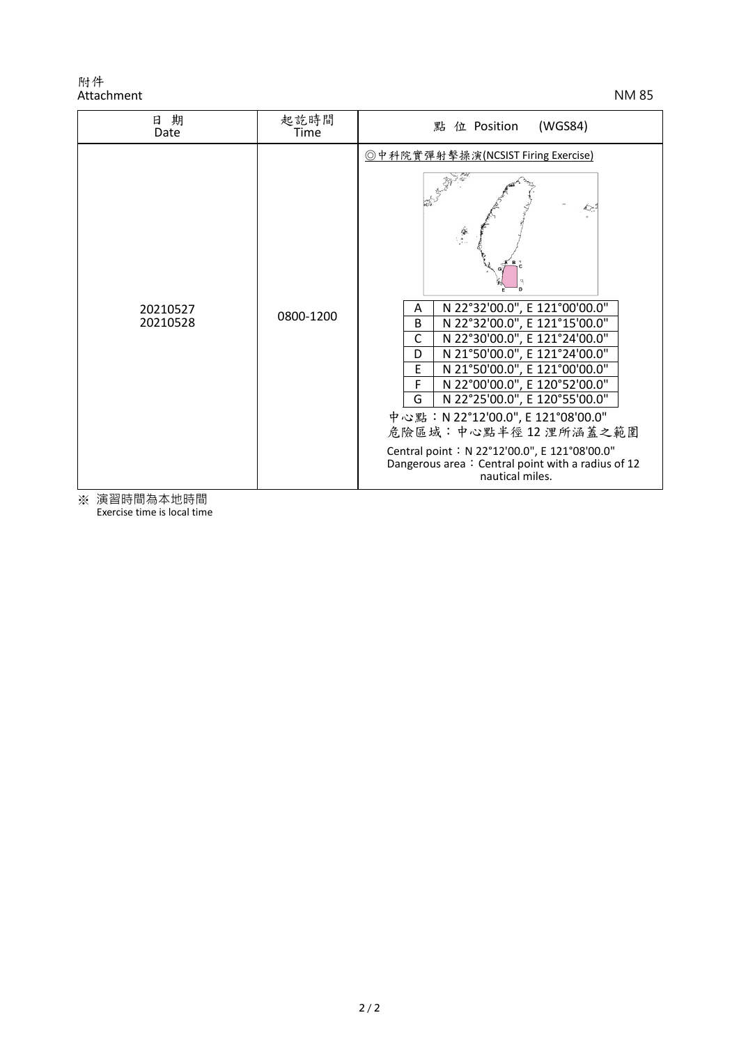附件
Attachment

NM 85

| 日 期 Date | 起訖時間 Time | 點 位 Position (WGS84) |
|---|---|---|
| 20210527<br>20210528 | 0800-1200 | ◎中科院實彈射擊操演(NCSIST Firing Exercise)<br>A N 22°32'00.0", E 121°00'00.0"<br>B N 22°32'00.0", E 121°15'00.0"<br>C N 22°30'00.0", E 121°24'00.0"<br>D N 21°50'00.0", E 121°24'00.0"<br>E N 21°50'00.0", E 121°00'00.0"<br>F N 22°00'00.0", E 120°52'00.0"<br>G N 22°25'00.0", E 120°55'00.0"<br>中心點：N 22°12'00.0", E 121°08'00.0"<br>危險區域：中心點半徑 12 浬所涵蓋之範圍<br>Central point：N 22°12'00.0", E 121°08'00.0"<br>Dangerous area：Central point with a radius of 12 nautical miles. |

※ 演習時間為本地時間
Exercise time is local time